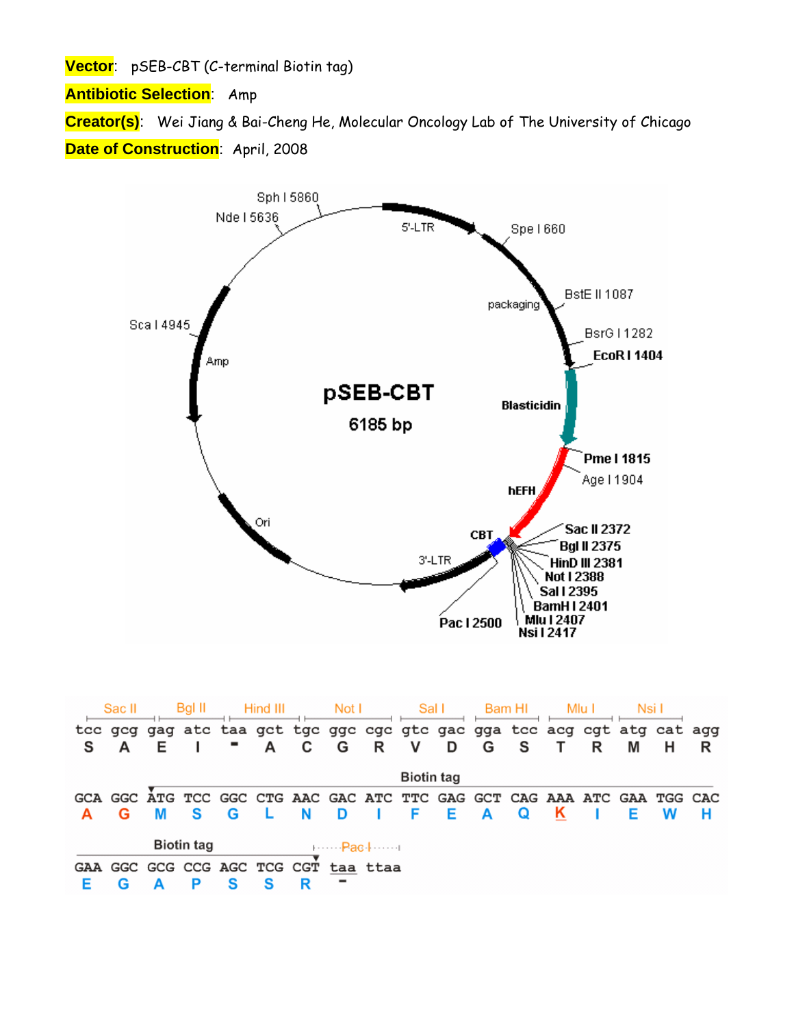**Vector**: pSEB-CBT (C-terminal Biotin tag)

**Antibiotic Selection**: Amp

**Creator(s)**: Wei Jiang & Bai-Cheng He, Molecular Oncology Lab of The University of Chicago

**Date of Construction**: April, 2008

pSEB-CBT

6185 bp

Sph I 5860, Nde I 5636, 5'-LTR, Spe I 660, packaging, BstE II 1087, BsrG I 1282, EcoR I 1404, Sca I 4945, Amp, Blasticidin, Pme I 1815, Age I 1904, hEFH, Ori, CBT, Sac II 2372, Bgl II 2375, HinD III 2381, Not I 2388, Sal I 2395, BamH I 2401, Mlu I 2407, Nsi I 2417, 3'-LTR, Pac I 2500

Sac II | Bgl II | Hind III | Not I | Sal I | Bam HI | Mlu I | Nsi I

```
tcc gcg gag atc taa gct tgc ggc cgc gtc gac gga tcc acg cgt atg cat agg
 S   A   E   I   -   A   C   G   R   V   D   G   S   T   R   M   H   R
```

Biotin tag

```
GCA GGC ATG TCC GGC CTG AAC GAC ATC TTC GAG GCT CAG AAA ATC GAA TGG CAC
 A   G   M   S   G   L   N   D   I   F   E   A   Q   K   I   E   W   H
```

Biotin tag | Pac I

```
GAA GGC GCG CCG AGC TCG CGT taa ttaa
 E   G   A   P   S   S   R   -
```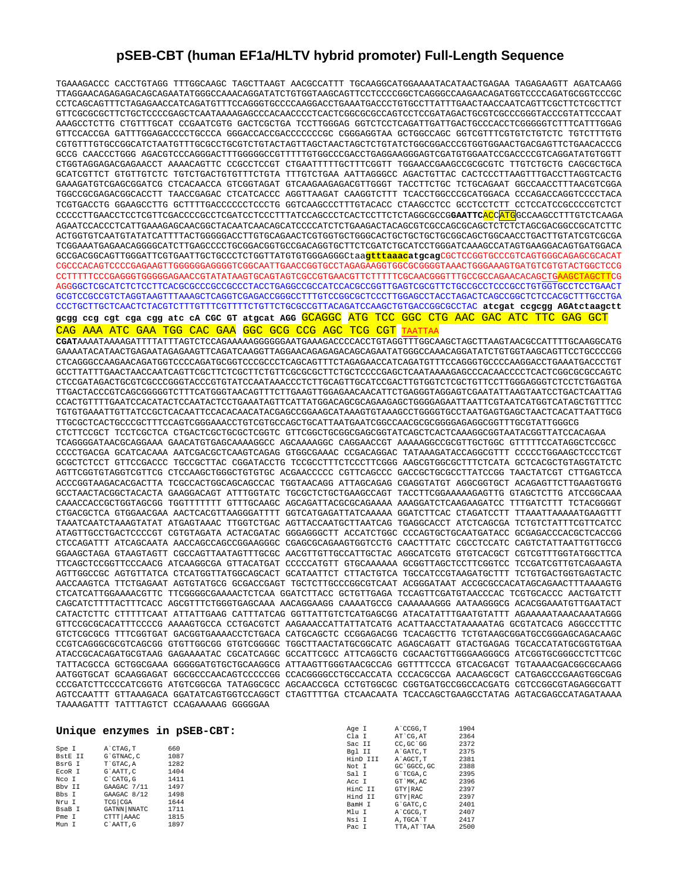# pSEB-CBT (human EF1a/HLTV hybrid promoter) Full-Length Sequence

```
TGAAAGACCC CACCTGTAGG TTTGGCAAGC TAGCTTAAGT AACGCCATTT TGCAAGGCATGGAAAAATACATAACTGAGAA TAGAGAAGTT AGATCAAGG
TTAGGAACAGAGAGACAGCAGAATATGGGCCAAACAGGATATCTGTGGTAAGCAGTTCCTCCCCGGCTCAGGGCCAAGAACAGATGGTCCCCAGATGCGGTCCCGC
CCTCAGCAGTTTCTAGAGAACCATCAGATGTTTCCAGGGTGCCCCAAGGACCTGAAATGACCCTGTGCCTTATTTGAACTAACCAATCAGTTCGCTTCTCGCTTCT
GTTCGCGCGCTTCTGCTCCCCGAGCTCAATAAAAGAGCCCACAACCCCTCACTCGGCGCGCCAGTCCTCCGATAGACTGCGTCGCCCGGGTACCCGTATTCCCAAT
AAAGCCTCTTG CTGTTTGCAT CCGAATCGTG GACTCGCTGA TCCTTGGGAG GGTCTCCTCAGATTGATTGACTGCCCACCTCGGGGGTCTTTCATTTGGAG
GTTCCACCGA GATTTGGAGACCCCTGCCCA GGGACCACCGACCCCCCCGC CGGGAGGTAA GCTGGCCAGC GGTCGTTTCGTGTCTGTCTC TGTCTTTGTG
CGTGTTTGTGCCGGCATCTAATGTTTGCGCCTGCGTCTGTACTAGTTAGCTAACTAGCTCTGTATCTGGCGGACCCGTGGTGGAACTGACGAGTTCTGAACACCCG
GCCG CAACCCTGGG AGACGTCCCAGGGACTTTGGGGGCCGTTTTTGTGGCCCGACCTGAGGAAGGGAGTCGATGTGGAATCCGACCCCGTCAGGATATGTGGTT
CTGGTAGGAGACGAGAACCT AAAACAGTTC CCGCCTCCGT CTGAATTTTTGCTTTCGGTT TGGAACCGAAGCCGCGCGTC TTGTCTGCTG CAGCGCTGCA
GCATCGTTCT GTGTTGTCTC TGTCTGACTGTGTTTCTGTA TTTGTCTGAA AATTAGGGCC AGACTGTTAC CACTCCCTTAAGTTTGACCTTAGGTCACTG
GAAAGATGTCGAGCGGATCG CTCACAACCA GTCGGTAGAT GTCAAGAAGAGACGTTGGGT TACCTTCTGC TCTGCAGAAT GGCCAACCTTTAACGTCGGA
TGGCCGCGAGACGGCACCTT TAACCGAGAC CTCATCACCC AGGTTAAGAT CAAGGTCTTT TCACCTGGCCCGCATGGACA CCCAGACCAGGTCCCCTACA
TCGTGACCTG GGAAGCCTTG GCTTTTGACCCCCCTCCCTG GGTCAAGCCCTTTGTACACC CTAAGCCTCC GCCTCCTCTT CCTCCATCCGCCCCGTCTCT
CCCCCTTGAACCTCCTCGTTCGACCCCGCCTCGATCCTCCCTTTATCCAGCCCTCACTCCTTCTCTAGGCGCCGGAATTCACCATGGCCAAGCCTTTGTCTCAAGA
AGAATCCACCCTCATTGAAAGAGCAACGGCTACAATCAACAGCATCCCCATCTCTGAAGACTACAGCGTCGCCAGCGCAGCTCTCTCTAGCGACGGCCGCATCTTC
ACTGGTGTCAATGTATATCATTTTACTGGGGGACCTTGTGCAGAACTCGTGGTGCTGGGCACTGCTGCTGCGGCAGCTGGCAACCTGACTTGTATCGTCGCGA
TCGGAAATGAGAACAGGGGCATCTTGAGCCCCTGCGGACGGTGCCGACAGGTGCTTCTCGATCTGCATCCTGGGATCAAAGCCATAGTGAAGGACAGTGATGGACA
GCCGACGGCAGTTGGGATTCGTGAATTGCTGCCCTCTGGTTATGTGTGGGAGGGCtaagtttaaacatgcagCGCTCCGGTGCCCGTCAGTGGGCAGAGCGCACAT
CGCCCACAGTCCCCGAGAAGTTGGGGGGAGGGGTCGGCAATTGAACCGGTGCCTAGAGAAGGTGGCGCGGGGTAAACTGGGAAAGTGATGTCGTGTACTGGCTCCG
CCTTTTTCCCGAGGGTGGGGGAGAACCGTATATAAGTGCAGTAGTCGCCGTGAACGTTCTTTTTCGCAACGGGTTTGCCGCCAGAACACAGCTGAAGCTAGCTTCG
AGGGGCTCGCATCTCTCCTTCACGCGCCCGCCGCCCTACCTGAGGCCGCCATCCACGCCGGTTGAGTCGCGTTCTGCCGCCTCCCGCCTGTGGTGCCTCCTGAACT
GCGTCCGCCGTCTAGGTAAGTTTAAAGCTCAGGTCGAGACCGGGCCTTTGTCCGGCGCTCCCTTGGAGCCTACCTAGACTCAGCCGGCTCTCCACGCTTTGCCTGA
CCCTGCTTGCTCAACTCTACGTCTTTGTTTCGTTTTCTGTTCTGCGCCGTTACAGATCCAAGCTGTGACCGGCGCCTAC atcgat ccgcgg AGAtctaagctt
gcgg ccg cgt cga cgg atc cA CGC GT atgcat AGG GCAGGC ATG TCC GGC CTG AAC GAC ATC TTC GAG GCT
CAG AAA ATC GAA TGG CAC GAA GGC GCG CCG AGC TCG CGT TAATTAA
CGATAAAATAAAAGATTTTATTTAGTCTCCAGAAAAAGGGGGGAATGAAAGACCCCACCTGTAGGTTTGGCAAGCTAGCTTAAGTAACGCCATTTTGCAAGGCATG
GAAAATACATAACTGAGAATAGAGAAGTTCAGATCAAGGTTAGGAACAGAGAGACAGCAGAATATGGGCCAAACAGGATATCTGTGGTAAGCAGTTCCTGCCCCGG
CTCAGGGCCAAGAACAGATGGTCCCCAGATGCGGTCCCGCCCTCAGCAGTTTCTAGAGAACCATCAGATGTTTCCAGGGTGCCCCAAGGACCTGAAATGACCCTGT
GCCTTATTTGAACTAACCAATCAGTTCGCTTCTCGCTTCTGTTCGCGCGCTTCTGCTCCCCGAGCTCAATAAAAGAGCCCACAACCCCTCACTCGGCGCGCCAGTC
CTCCGATAGACTGCGTCGCCCGGGTACCCGTGTATCCAATAAACCCTCTTGCAGTTGCATCCGACTTGTGGTCTCGCTGTTCCTTGGGAGGGTCTCCTCTGAGTGA
TTGACTACCCGTCAGCGGGGGTCTTTCATGGGTAACAGTTTCTTGAAGTTGGAGAACAACATTCTGAGGGTAGGAGTCGAATATTAAGTAATCCTGACTCAATTAG
CCACTGTTTTGAATCCACATACTCCAATACTCCTGAAATAGTTCATTATGGACAGCGCAGAAGAGCTGGGGAGAATTAATTCGTAATCATGGTCATAGCTGTTTCC
TGTGTGAAATTGTTATCCGCTCACAATTCCACACAACATACGAGCCGGAAGCATAAAGTGTAAAGCCTGGGGTGCCTAATGAGTGAGCTAACTCACATTAATTGCG
TTGCGCTCACTGCCCGCTTTCCAGTCGGGAAACCTGTCGTGCCAGCTGCATTAATGAATCGGCCAACGCGCGGGGAGAGGCGGTTTGCGTATTGGGCG
CTCTTCCGCT TCCTCGCTCA CTGACTCGCTGCGCTCGGTC GTTCGGCTGCGGCGAGCGGTATCAGCTCACTCAAAGGCGGTAATACGGTTATCCACAGAA
TCAGGGGATAACGCAGGAAA GAACATGTGAGCAAAAGGCC AGCAAAAGGC CAGGAACCGT AAAAAGGCCGCGTTGCTGGC GTTTTTCCATAGGCTCCGCC
CCCCTGACGA GCATCACAAA AATCGACGCTCAAGTCAGAG GTGGCGAAAC CCGACAGGAC TATAAAGATACCAGGCGTTT CCCCCTGGAAGCTCCCTCGT
GCGCTCTCCT GTTCCGACCC TGCCGCTTAC CGGATACCTG TCCGCCTTTCTCCCTTCGGG AAGCGTGGCGCTTTCTCATA GCTCACGCTGTAGGTATCTC
AGTTCGGTGTAGGTCGTTCG CTCCAAGCTGGGCTGTGTGC ACGAACCCCC CGTTCAGCCC GACCGCTGCGCCTTATCCGG TAACTATCGT CTTGAGTCCA
ACCCGGTAAGACACGACTTA TCGCCACTGGCAGCAGCCAC TGGTAACAGG ATTAGCAGAG CGAGGTATGT AGGCGGTGCT ACAGAGTTCTTGAAGTGGTG
GCCTAACTACGGCTACACTA GAAGGACAGT ATTTGGTATC TGCGCTCTGCTGAAGCCAGT TACCTTCGGAAAAAGAGTTG GTAGCTCTTG ATCCGGCAAA
CAAACCACCGCTGGTAGCGG TGGTTTTTTT GTTTGCAAGC AGCAGATTACGCGCAGAAAA AAAGGATCTCAAGAAGATCC TTTGATCTTT TCTACGGGGT
CTGACGCTCA GTGGAACGAA AACTCACGTTAAGGGATTTT GGTCATGAGATTATCAAAAA GGATCTTCAC CTAGATCCTT TTAAATTAAAAATGAAGTTT
TAAATCAATCTAAAGTATAT ATGAGTAAAC TTGGTCTGAC AGTTACCAATGCTTAATCAG TGAGGCACCT ATCTCAGCGA TCTGTCTATTTCGTTCATCC
ATAGTTGCCTGACTCCCCGT CGTGTAGATA ACTACGATAC GGGAGGGCTT ACCATCTGGC CCCAGTGCTGCAATGATACC GCGAGACCCACGCTCACCGG
CTCCAGATTT ATCAGCAATA AACCAGCCAGCCGGAAGGGC CGAGCGCAGAAGTGGTCCTG CAACTTTATC CGCCTCCATC CAGTCTATTAATTGTTGCCG
GGAAGCTAGA GTAAGTAGTT CGCCAGTTAATAGTTTGCGC AACGTTGTTGCCATTGCTAC AGGCATCGTG GTGTCACGCT CGTCGTTTGGTATGGCTTCA
TTCAGCTCCGGTTCCCAACG ATCAAGGCGA GTTACATGAT CCCCCATGTT GTGCAAAAAA GCGGTTAGCTCCTTCGGTCC TCCGATCGTTGTCAGAAGTA
AGTTGGCCGC AGTGTTATCA CTCATGGTTATGGCAGCACT GCATAATTCT CTTACTGTCA TGCCATCCGTAAGATGCTTT TCTGTGACTGGTGAGTACTC
AACCAAGTCA TTCTGAGAAT AGTGTATGCG GCGACCGAGT TGCTCTTGCCCGGCGTCAAT ACGGGATAAT ACCGCGCCACATAGCAGAACTTTAAAAGTG
CTCATCATTGGAAAACGTTC TTCGGGGCGAAAACTCTCAA GGATCTTACC GCTGTTGAGA TCCAGTTCGATGTAACCCAC TCGTGCACCC AACTGATCTT
CAGCATCTTTTACTTTCACC AGCGTTTCTGGGTGAGCAAA AACAGGAAGG CAAAATGCCG CAAAAAAGGG AATAAGGGCG ACACGGAAATGTTGAATACT
CATACTCTTC CTTTTTCAAT ATTATTGAAG CATTTATCAG GGTTATTGTCTCATGAGCGG ATACATATTTGAATGTATTT AGAAAAATAAACAAATAGGG
GTTCCGCGCACATTTCCCCG AAAAGTGCCA CCTGACGTCT AAGAAACCATTATTATCATG ACATTAACCTATAAAAATAG GCGTATCACG AGGCCCTTTC
GTCTCGCGCG TTTCGGTGAT GACGGTGAAAACCTCTGACA CATGCAGCTC CCGGAGACGG TCACAGCTTG TCTGTAAGCGGATGCCGGGAGCAGACAAGC
CCGTCAGGGCGCGTCAGCGG GTGTTGGCGG GTGTCGGGGC TGGCTTAACTATGCGGCATC AGAGCAGATT GTACTGAGAG TGCACCATATGCGGTGTGAA
ATACCGCACAGATGCGTAAG GAGAAAATAC CGCATCAGGC GCCATTCGCC ATTCAGGCTG CGCAACTGTTGGGAAGGGCG ATCGGTGCGGGCCTCTTCGC
TATTACGCCA GCTGGCGAAA GGGGGATGTGCTGCAAGGCG ATTAAGTTGGGTAACGCCAG GGTTTTCCCA GTCACGACGT TGTAAAACGACGGCCAGTGC
AATGGTGCAT GCAAGGAGAT GGCGCCCAACAGTCCCCCGG CCACGGGGCCTGCCACCATA CCCACGCCGA AACAAGCGCT CATGAGCCCGAAGTGGCGAG
CCCGATCTTCCCCATCGGTG ATGTCGGCGA TATAGGCGCC AGCAACCGCA CCTGTGGCGC CGGTGATGCCGGCCACGATG CGTCCGGCGTAGAGGCGATT
AGTCCAATTT GTTAAAGACA GGATATCAGTGGTCCAGGCT CTAGTTTTGA CTCAACAATA TCACCAGCTGAAGCCTATAG AGTACGAGCCATAGATAAAA
TAAAAGATTT TATTTAGTCT CCAGAAAAAG GGGGGAA
```

## Unique enzymes in pSEB-CBT:

| Enzyme | Site | Position |
|---|---|---|
| Spe I | A`CTAG,T | 660 |
| BstE II | G`GTNAC,C | 1087 |
| BsrG I | T`GTAC,A | 1282 |
| EcoR I | G`AATT,C | 1404 |
| Nco I | C`CATG,G | 1411 |
| Bbv II | GAAGAC 7/11 | 1497 |
| Bbs I | GAAGAC 8/12 | 1498 |
| Nru I | TCG\|CGA | 1644 |
| BsaB I | GATNN\|NNATC | 1711 |
| Pme I | CTTT\|AAAC | 1815 |
| Mun I | C`AATT,G | 1897 |
| Age I | A`CCGG,T | 1904 |
| Cla I | AT`CG,AT | 2364 |
| Sac II | CC,GC`GG | 2372 |
| Bgl II | A`GATC,T | 2375 |
| HinD III | A`AGCT,T | 2381 |
| Not I | GC`GGCC,GC | 2388 |
| Sal I | G`TCGA,C | 2395 |
| Acc I | GT`MK,AC | 2396 |
| HinC II | GTY\|RAC | 2397 |
| Hind II | GTY\|RAC | 2397 |
| BamH I | G`GATC,C | 2401 |
| Mlu I | A`CGCG,T | 2407 |
| Nsi I | A,TGCA`T | 2417 |
| Pac I | TTA,AT`TAA | 2500 |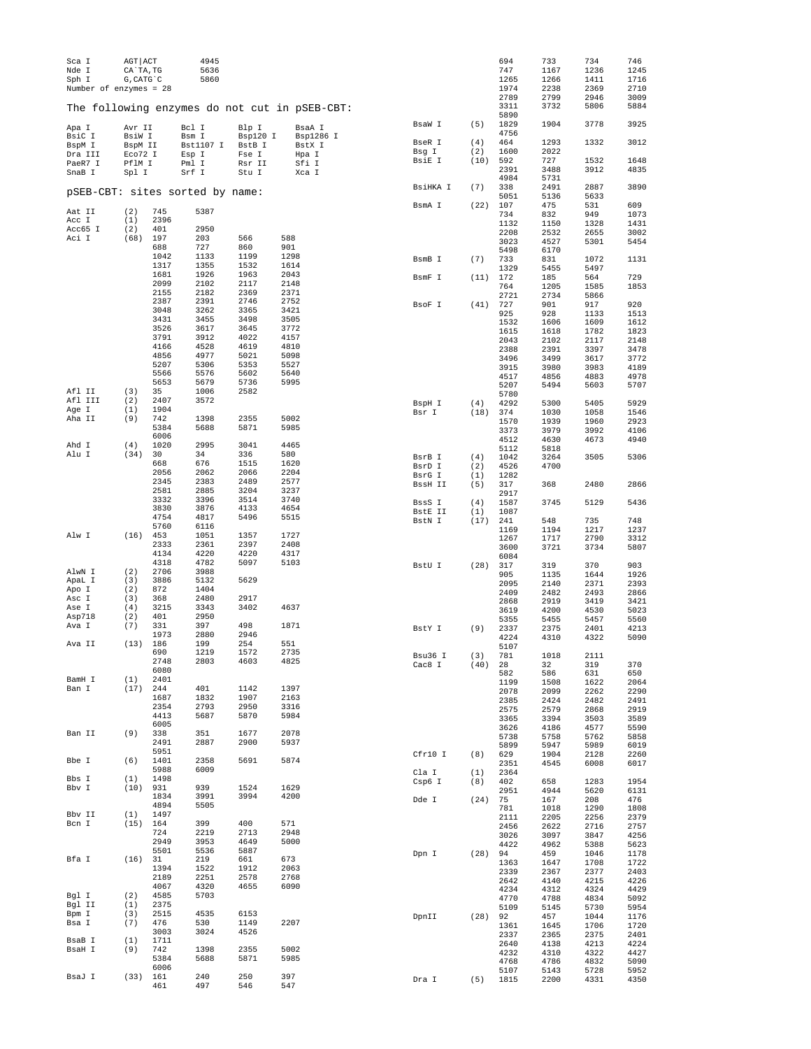```
Sca I     AGT|ACT      4945
Nde I     CA`TA,TG     5636
Sph I     G,CATG`C     5860
Number of enzymes = 28
```

## The following enzymes do not cut in pSEB-CBT:

```
Apa I      Avr II     Bcl I      Blp I      BsaA I
BsiC I     BsiW I     Bsm I      Bsp120 I   Bsp1286 I
BspM I     BspM II    Bst1107 I  BstB I     BstX I
Dra III    Eco72 I    Esp I      Fse I      Hpa I
PaeR7 I    PflM I     Pml I      Rsr II     Sfi I
SnaB I     Spl I      Srf I      Stu I      Xca I
```

## pSEB-CBT: sites sorted by name:

```
Aat II     (2)   745    5387
Acc I      (1)   2396
Acc65 I    (2)   401    2950
Aci I      (68)  197    203    566    588
                 688    727    860    901
                 1042   1133   1199   1298
                 1317   1355   1532   1614
                 1681   1926   1963   2043
                 2099   2102   2117   2148
                 2155   2182   2369   2371
                 2387   2391   2746   2752
                 3048   3262   3365   3421
                 3431   3455   3498   3505
                 3526   3617   3645   3772
                 3791   3912   4022   4157
                 4166   4528   4619   4810
                 4856   4977   5021   5098
                 5207   5306   5353   5527
                 5566   5576   5602   5640
                 5653   5679   5736   5995
Afl II     (3)   35     1006   2582
Afl III    (2)   2407   3572
Age I      (1)   1904
Aha II     (9)   742    1398   2355   5002
                 5384   5688   5871   5985
                 6006
Ahd I      (4)   1020   2995   3041   4465
Alu I      (34)  30     34     336    580
                 668    676    1515   1620
                 2056   2062   2066   2204
                 2345   2383   2489   2577
                 2581   2885   3204   3237
                 3332   3396   3514   3740
                 3830   3876   4133   4654
                 4754   4817   5496   5515
                 5760   6116
Alw I      (16)  453    1051   1357   1727
                 2333   2361   2397   2408
                 4134   4220   4220   4317
                 4318   4782   5097   5103
AlwN I     (2)   2706   3988
ApaL I     (3)   3886   5132   5629
Apo I      (2)   872    1404
Asc I      (3)   368    2480   2917
Ase I      (4)   3215   3343   3402   4637
Asp718     (2)   401    2950
Ava I      (7)   331    397    498    1871
                 1973   2880   2946
Ava II     (13)  186    199    254    551
                 690    1219   1572   2735
                 2748   2803   4603   4825
                 6080
BamH I     (1)   2401
Ban I      (17)  244    401    1142   1397
                 1687   1832   1907   2163
                 2354   2793   2950   3316
                 4413   5687   5870   5984
                 6005
Ban II     (9)   338    351    1677   2078
                 2491   2887   2900   5937
                 5951
Bbe I      (6)   1401   2358   5691   5874
                 5988   6009
Bbs I      (1)   1498
Bbv I      (10)  931    939    1524   1629
                 1834   3991   3994   4200
                 4894   5505
Bbv II     (1)   1497
Bcn I      (15)  164    399    400    571
                 724    2219   2713   2948
                 2949   3953   4649   5000
                 5501   5536   5887
Bfa I      (16)  31     219    661    673
                 1394   1522   1912   2063
                 2189   2251   2578   2768
                 4067   4320   4655   6090
Bgl I      (2)   4585   5703
Bgl II     (1)   2375
Bpm I      (3)   2515   4535   6153
Bsa I      (7)   476    530    1149   2207
                 3003   3024   4526
BsaB I     (1)   1711
BsaH I     (9)   742    1398   2355   5002
                 5384   5688   5871   5985
                 6006
BsaJ I     (33)  161    240    250    397
                 461    497    546    547
                 694    733    734    746
                 747    1167   1236   1245
                 1265   1266   1411   1716
                 1974   2238   2369   2710
                 2789   2799   2946   3009
                 3311   3732   5806   5884
                 5890
BsaW I     (5)   1829   1904   3778   3925
                 4756
BseR I     (4)   464    1293   1332   3012
Bsg I      (2)   1600   2022
BsiE I     (10)  592    727    1532   1648
                 2391   3488   3912   4835
                 4984   5731
BsiHKA I   (7)   338    2491   2887   3890
                 5051   5136   5633
BsmA I     (22)  107    475    531    609
                 734    832    949    1073
                 1132   1150   1328   1431
                 2208   2532   2655   3002
                 3023   4527   5301   5454
                 5498   6170
BsmB I     (7)   733    831    1072   1131
                 1329   5455   5497
BsmF I     (11)  172    185    564    729
                 764    1205   1585   1853
                 2721   2734   5866
BsoF I     (41)  727    901    917    920
                 925    928    1133   1513
                 1532   1606   1609   1612
                 1615   1618   1782   1823
                 2043   2102   2117   2148
                 2388   2391   3397   3478
                 3496   3499   3617   3772
                 3915   3980   3983   4189
                 4517   4856   4883   4978
                 5207   5494   5603   5707
                 5780
BspH I     (4)   4292   5300   5405   5929
Bsr I      (18)  374    1030   1058   1546
                 1570   1939   1960   2923
                 3373   3979   3992   4106
                 4512   4630   4673   4940
                 5112   5818
BsrB I     (4)   1042   3264   3505   5306
BsrD I     (2)   4526   4700
BsrG I     (1)   1282
BssH II    (5)   317    368    2480   2866
                 2917
BssS I     (4)   1587   3745   5129   5436
BstE II    (1)   1087
BstN I     (17)  241    548    735    748
                 1169   1194   1217   1237
                 1267   1717   2790   3312
                 3600   3721   3734   5807
                 6084
BstU I     (28)  317    319    370    903
                 905    1135   1644   1926
                 2095   2140   2371   2393
                 2409   2482   2493   2866
                 2868   2919   3419   3421
                 3619   4200   4530   5023
                 5355   5455   5457   5560
BstY I     (9)   2337   2375   2401   4213
                 4224   4310   4322   5090
                 5107
Bsu36 I    (3)   781    1018   2111
Cac8 I     (40)  28     32     319    370
                 582    586    631    650
                 1199   1508   1622   2064
                 2078   2099   2262   2290
                 2385   2424   2482   2491
                 2575   2579   2868   2919
                 3365   3394   3503   3589
                 3626   4186   4577   5590
                 5738   5758   5762   5858
                 5899   5947   5989   6019
Cfr10 I    (8)   629    1904   2128   2260
                 2351   4545   6008   6017
Cla I      (1)   2364
Csp6 I     (8)   402    658    1283   1954
                 2951   4944   5620   6131
Dde I      (24)  75     167    208    476
                 781    1018   1290   1808
                 2111   2205   2256   2379
                 2456   2622   2716   2757
                 3026   3097   3847   4256
                 4422   4962   5388   5623
Dpn I      (28)  94     459    1046   1178
                 1363   1647   1708   1722
                 2339   2367   2377   2403
                 2642   4140   4215   4226
                 4234   4312   4324   4429
                 4770   4788   4834   5092
                 5109   5145   5730   5954
DpnII      (28)  92     457    1044   1176
                 1361   1645   1706   1720
                 2337   2365   2375   2401
                 2640   4138   4213   4224
                 4232   4310   4322   4427
                 4768   4786   4832   5090
                 5107   5143   5728   5952
Dra I      (5)   1815   2200   4331   4350
```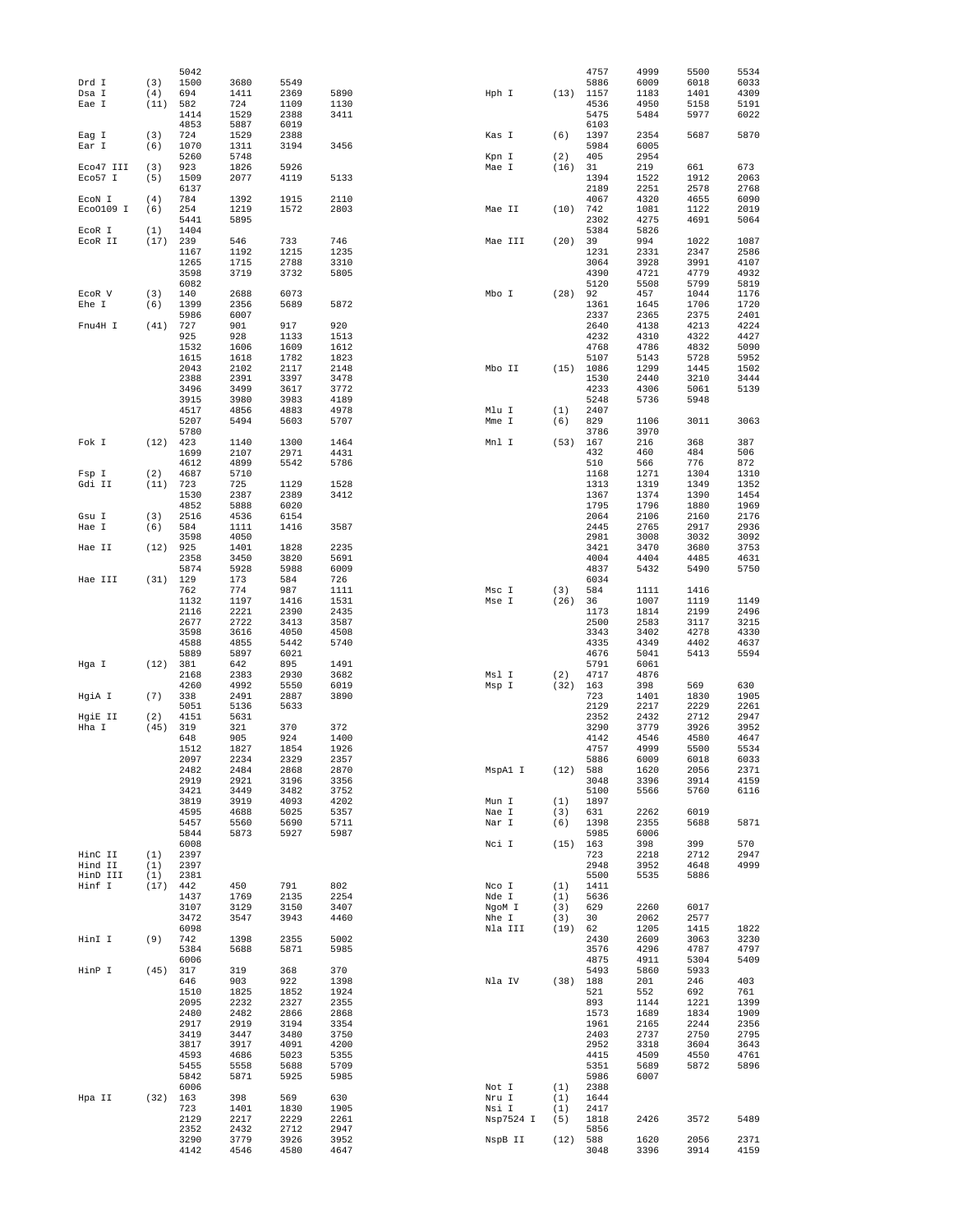```
                5042
Drd I      (3)  1500    3680    5549
Dsa I      (4)  694     1411    2369    5890
Eae I      (11) 582     724     1109    1130
                1414    1529    2388    3411
                4853    5887    6019
Eag I      (3)  724     1529    2388
Ear I      (6)  1070    1311    3194    3456
                5260    5748
Eco47 III  (3)  923     1826    5926
Eco57 I    (5)  1509    2077    4119    5133
                6137
EcoN I     (4)  784     1392    1915    2110
EcoO109 I  (6)  254     1219    1572    2803
                5441    5895
EcoR I     (1)  1404
EcoR II    (17) 239     546     733     746
                1167    1192    1215    1235
                1265    1715    2788    3310
                3598    3719    3732    5805
                6082
EcoR V     (3)  140     2688    6073
Ehe I      (6)  1399    2356    5689    5872
                5986    6007
Fnu4H I    (41) 727     901     917     920
                925     928     1133    1513
                1532    1606    1609    1612
                1615    1618    1782    1823
                2043    2102    2117    2148
                2388    2391    3397    3478
                3496    3499    3617    3772
                3915    3980    3983    4189
                4517    4856    4883    4978
                5207    5494    5603    5707
                5780
Fok I      (12) 423     1140    1300    1464
                1699    2107    2971    4431
                4612    4899    5542    5786
Fsp I      (2)  4687    5710
Gdi II     (11) 723     725     1129    1528
                1530    2387    2389    3412
                4852    5888    6020
Gsu I      (3)  2516    4536    6154
Hae I      (6)  584     1111    1416    3587
                3598    4050
Hae II     (12) 925     1401    1828    2235
                2358    3450    3820    5691
                5874    5928    5988    6009
Hae III    (31) 129     173     584     726
                762     774     987     1111
                1132    1197    1416    1531
                2116    2221    2390    2435
                2677    2722    3413    3587
                3598    3616    4050    4508
                4588    4855    5442    5740
                5889    5897    6021
Hga I      (12) 381     642     895     1491
                2168    2383    2930    3682
                4260    4992    5550    6019
HgiA I     (7)  338     2491    2887    3890
                5051    5136    5633
HgiE II    (2)  4151    5631
Hha I      (45) 319     321     370     372
                648     905     924     1400
                1512    1827    1854    1926
                2097    2234    2329    2357
                2482    2484    2868    2870
                2919    2921    3196    3356
                3421    3449    3482    3752
                3819    3919    4093    4202
                4595    4688    5025    5357
                5457    5560    5690    5711
                5844    5873    5927    5987
                6008
HinC II    (1)  2397
Hind II    (1)  2397
HinD III   (1)  2381
Hinf I     (17) 442     450     791     802
                1437    1769    2135    2254
                3107    3129    3150    3407
                3472    3547    3943    4460
                6098
HinI I     (9)  742     1398    2355    5002
                5384    5688    5871    5985
                6006
HinP I     (45) 317     319     368     370
                646     903     922     1398
                1510    1825    1852    1924
                2095    2232    2327    2355
                2480    2482    2866    2868
                2917    2919    3194    3354
                3419    3447    3480    3750
                3817    3917    4091    4200
                4593    4686    5023    5355
                5455    5558    5688    5709
                5842    5871    5925    5985
                6006
Hpa II     (32) 163     398     569     630
                723     1401    1830    1905
                2129    2217    2229    2261
                2352    2432    2712    2947
                3290    3779    3926    3952
                4142    4546    4580    4647
                4757    4999    5500    5534
                5886    6009    6018    6033
Hph I      (13) 1157    1183    1401    4309
                4536    4950    5158    5191
                5475    5484    5977    6022
                6103
Kas I      (6)  1397    2354    5687    5870
                5984    6005
Kpn I      (2)  405     2954
Mae I      (16) 31      219     661     673
                1394    1522    1912    2063
                2189    2251    2578    2768
                4067    4320    4655    6090
Mae II     (10) 742     1081    1122    2019
                2302    4275    4691    5064
                5384    5826
Mae III    (20) 39      994     1022    1087
                1231    2331    2347    2586
                3064    3928    3991    4107
                4390    4721    4779    4932
                5120    5508    5799    5819
Mbo I      (28) 92      457     1044    1176
                1361    1645    1706    1720
                2337    2365    2375    2401
                2640    4138    4213    4224
                4232    4310    4322    4427
                4768    4786    4832    5090
                5107    5143    5728    5952
Mbo II     (15) 1086    1299    1445    1502
                1530    2440    3210    3444
                4233    4306    5061    5139
                5248    5736    5948
Mlu I      (1)  2407
Mme I      (6)  829     1106    3011    3063
                3786    3970
Mnl I      (53) 167     216     368     387
                432     460     484     506
                510     566     776     872
                1168    1271    1304    1310
                1313    1319    1349    1352
                1367    1374    1390    1454
                1795    1796    1880    1969
                2064    2106    2160    2176
                2445    2765    2917    2936
                2981    3008    3032    3092
                3421    3470    3680    3753
                4004    4404    4485    4631
                4837    5432    5490    5750
                6034
Msc I      (3)  584     1111    1416
Mse I      (26) 36      1007    1119    1149
                1173    1814    2199    2496
                2500    2583    3117    3215
                3343    3402    4278    4330
                4335    4349    4402    4637
                4676    5041    5413    5594
                5791    6061
Msl I      (2)  4717    4876
Msp I      (32) 163     398     569     630
                723     1401    1830    1905
                2129    2217    2229    2261
                2352    2432    2712    2947
                3290    3779    3926    3952
                4142    4546    4580    4647
                4757    4999    5500    5534
                5886    6009    6018    6033
MspA1 I    (12) 588     1620    2056    2371
                3048    3396    3914    4159
                5100    5566    5760    6116
Mun I      (1)  1897
Nae I      (3)  631     2262    6019
Nar I      (6)  1398    2355    5688    5871
                5985    6006
Nci I      (15) 163     398     399     570
                723     2218    2712    2947
                2948    3952    4648    4999
                5500    5535    5886
Nco I      (1)  1411
Nde I      (1)  5636
NgoM I     (3)  629     2260    6017
Nhe I      (3)  30      2062    2577
Nla III    (19) 62      1205    1415    1822
                2430    2609    3063    3230
                3576    4296    4787    4797
                4875    4911    5304    5409
                5493    5860    5933
Nla IV     (38) 188     201     246     403
                521     552     692     761
                893     1144    1221    1399
                1573    1689    1834    1909
                1961    2165    2244    2356
                2403    2737    2750    2795
                2952    3318    3604    3643
                4415    4509    4550    4761
                5351    5689    5872    5896
                5986    6007
Not I      (1)  2388
Nru I      (1)  1644
Nsi I      (1)  2417
Nsp7524 I  (5)  1818    2426    3572    5489
                5856
NspB II    (12) 588     1620    2056    2371
                3048    3396    3914    4159
```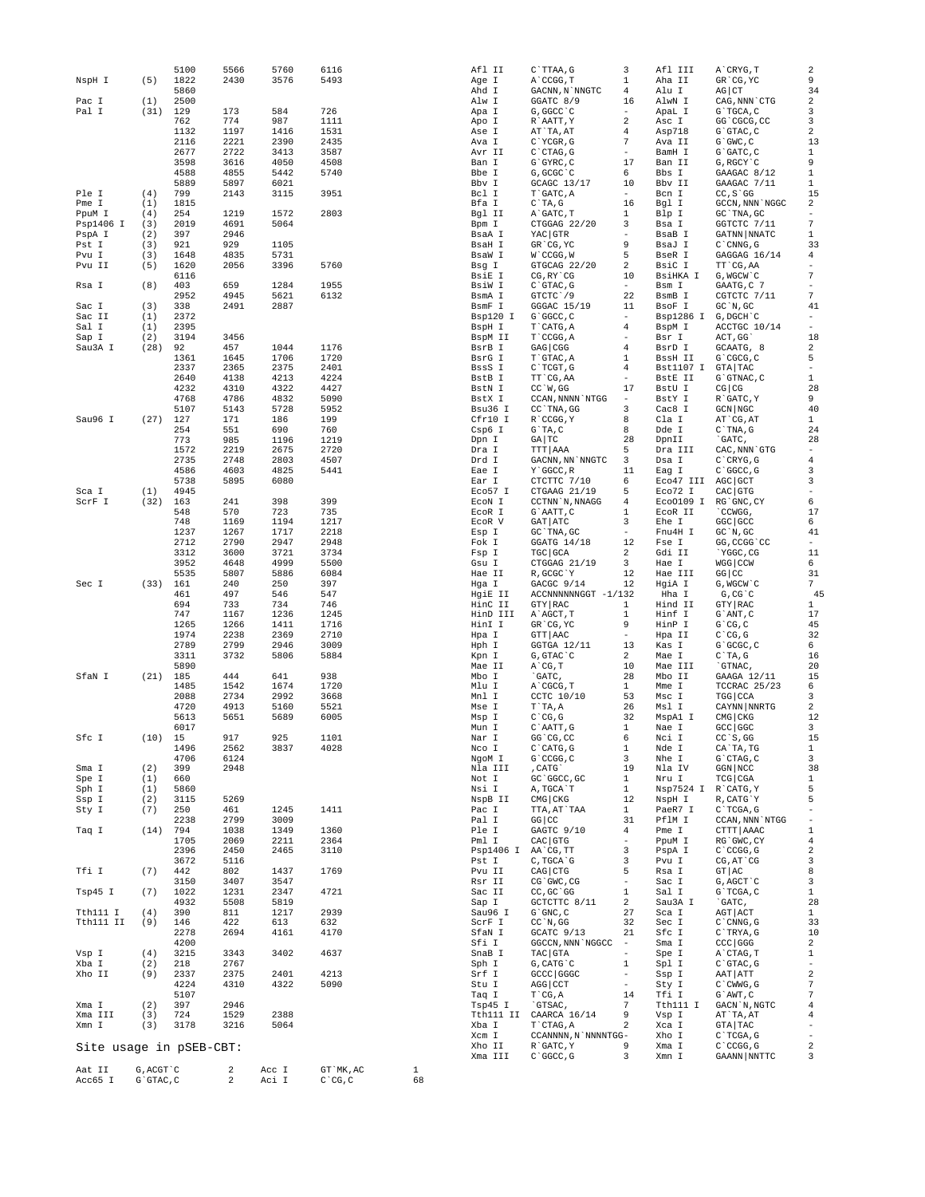```
                5100   5566   5760   6116
NspH I    (5)   1822   2430   3576   5493
                5860
Pac I     (1)   2500
Pal I     (31)  129    173    584    726
                762    774    987    1111
                1132   1197   1416   1531
                2116   2221   2390   2435
                2677   2722   3413   3587
                3598   3616   4050   4508
                4588   4855   5442   5740
                5889   5897   6021
Ple I     (4)   799    2143   3115   3951
Pme I     (1)   1815
PpuM I    (4)   254    1219   1572   2803
Psp1406 I (3)   2019   4691   5064
PspA I    (2)   397    2946
Pst I     (3)   921    929    1105
Pvu I     (3)   1648   4835   5731
Pvu II    (5)   1620   2056   3396   5760
                6116
Rsa I     (8)   403    659    1284   1955
                2952   4945   5621   6132
Sac I     (3)   338    2491   2887
Sac II    (1)   2372
Sal I     (1)   2395
Sap I     (2)   3194   3456
Sau3A I   (28)  92     457    1044   1176
                1361   1645   1706   1720
                2337   2365   2375   2401
                2640   4138   4213   4224
                4232   4310   4322   4427
                4768   4786   4832   5090
                5107   5143   5728   5952
Sau96 I   (27)  127    171    186    199
                254    551    690    760
                773    985    1196   1219
                1572   2219   2675   2720
                2735   2748   2803   4507
                4586   4603   4825   5441
                5738   5895   6080
Sca I     (1)   4945
ScrF I    (32)  163    241    398    399
                548    570    723    735
                748    1169   1194   1217
                1237   1267   1717   2218
                2712   2790   2947   2948
                3312   3600   3721   3734
                3952   4648   4999   5500
                5535   5807   5886   6084
Sec I     (33)  161    240    250    397
                461    497    546    547
                694    733    734    746
                747    1167   1236   1245
                1265   1266   1411   1716
                1974   2238   2369   2710
                2789   2799   2946   3009
                3311   3732   5806   5884
                5890
SfaN I    (21)  185    444    641    938
                1485   1542   1674   1720
                2088   2734   2992   3668
                4720   4913   5160   5521
                5613   5651   5689   6005
                6017
Sfc I     (10)  15     917    925    1101
                1496   2562   3837   4028
                4706   6124
Sma I     (2)   399    2948
Spe I     (1)   660
Sph I     (1)   5860
Ssp I     (2)   3115   5269
Sty I     (7)   250    461    1245   1411
                2238   2799   3009
Taq I     (14)  794    1038   1349   1360
                1705   2069   2211   2364
                2396   2450   2465   3110
                3672   5116
Tfi I     (7)   442    802    1437   1769
                3150   3407   3547
Tsp45 I   (7)   1022   1231   2347   4721
                4932   5508   5819
Tth111 I  (4)   390    811    1217   2939
Tth111 II (9)   146    422    613    632
                2278   2694   4161   4170
                4200
Vsp I     (4)   3215   3343   3402   4637
Xba I     (2)   218    2767
Xho II    (9)   2337   2375   2401   4213
                4224   4310   4322   5090
                5107
Xma I     (2)   397    2946
Xma III   (3)   724    1529   2388
Xmn I     (3)   3178   3216   5064
```

Site usage in pSEB-CBT:

```
Aat II     G,ACGT`C        2    Acc I      GT`MK,AC        1
Acc65 I    G`GTAC,C        2    Aci I      C`CG,C          68
Afl II     C`TTAA,G        3    Afl III    A`CRYG,T        2
Age I      A`CCGG,T        1    Aha II     GR`CG,YC        9
Ahd I      GACNN,N`NNGTC   4    Alu I      AG|CT           34
Alw I      GGATC 8/9       16   AlwN I     CAG,NNN`CTG     2
Apa I      G,GGCC`C        -    ApaL I     G`TGCA,C        3
Apo I      R`AATT,Y        2    Asc I      GG`CGCG,CC      3
Ase I      AT`TA,AT        4    Asp718     G`GTAC,C        2
Ava I      C`YCGR,G        7    Ava II     G`GWC,C         13
Avr II     C`CTAG,G        -    BamH I     G`GATC,C        1
Ban I      G`GYRC,C        17   Ban II     G,RGCY`C        9
Bbe I      G,GCGC`C        6    Bbs I      GAAGAC 8/12     1
Bbv I      GCAGC 13/17     10   Bbv II     GAAGAC 7/11     1
Bcl I      T`GATC,A        -    Bcn I      CC,S`GG         15
Bfa I      C`TA,G          16   Bgl I      GCCN,NNN`NGGC   2
Bgl II     A`GATC,T        1    Blp I      GC`TNA,GC       -
Bpm I      CTGGAG 22/20    3    Bsa I      GGTCTC 7/11     7
BsaA I     YAC|GTR         -    BsaB I     GATNN|NNATC     1
BsaH I     GR`CG,YC        9    BsaJ I     C`CNNG,G        33
BsaW I     W`CCGG,W        5    BseR I     GAGGAG 16/14    4
Bsg I      GTGCAG 22/20    2    BsiC I     TT`CG,AA        -
BsiE I     CG,RY`CG        10   BsiHKA I   G,WGCW`C        7
BsiW I     C`GTAC,G        -    Bsm I      GAATG,C 7       -
BsmA I     GTCTC`/9        22   BsmB I     CGTCTC 7/11     7
BsmF I     GGGAC 15/19     11   BsoF I     GC`N,GC         41
Bsp120 I   G`GGCC,C        -    Bsp1286 I  G,DGCH`C        -
BspH I     T`CATG,A        4    BspM I     ACCTGC 10/14    -
BspM II    T`CCGG,A        -    Bsr I      ACT,GG`         18
BsrB I     GAG|CGG         4    BsrD I     GCAATG, 8       2
BsrG I     T`GTAC,A        1    BssH II    G`CGCG,C        5
BssS I     C`TCGT,G        4    Bst1107 I  GTA|TAC         -
BstB I     TT`CG,AA        -    BstE II    G`GTNAC,C       1
BstN I     CC`W,GG         17   BstU I     CG|CG           28
BstX I     CCAN,NNNN`NTGG  -    BstY I     R`GATC,Y        9
Bsu36 I    CC`TNA,GG       3    Cac8 I     GCN|NGC         40
Cfr10 I    R`CCGG,Y        8    Cla I      AT`CG,AT        1
Csp6 I     G`TA,C          8    Dde I      C`TNA,G         24
Dpn I      GA|TC           28   DpnII      `GATC,          28
Dra I      TTT|AAA         5    Dra III    CAC,NNN`GTG     -
Drd I      GACNN,NN`NNGTC  3    Dsa I      C`CRYG,G        4
Eae I      Y`GGCC,R        11   Eag I      C`GGCC,G        3
Ear I      CTCTTC 7/10     6    Eco47 III  AGC|GCT         3
Eco57 I    CTGAAG 21/19    5    Eco72 I    CAC|GTG         -
EcoN I     CCTNN`N,NNAGG   4    EcoO109 I  RG`GNC,CY       6
EcoR I     G`AATT,C        1    EcoR II    `CCWGG,         17
EcoR V     GAT|ATC         3    Ehe I      GGC|GCC         6
Esp I      GC`TNA,GC       -    Fnu4H I    GC`N,GC         41
Fok I      GGATG 14/18     12   Fse I      GG,CCGG`CC      -
Fsp I      TGC|GCA         2    Gdi II     `YGGC,CG        11
Gsu I      CTGGAG 21/19    3    Hae I      WGG|CCW         6
Hae II     R,GCGC`Y        12   Hae III    GG|CC           31
Hga I      GACGC 9/14      12   HgiA I     G,WGCW`C        7
HgiE II    ACCNNNNNNGGT -1/132  Hha I      G,CG`C          45
HinC II    GTY|RAC         1    Hind II    GTY|RAC         1
HinD III   A`AGCT,T        1    Hinf I     G`ANT,C         17
HinI I     GR`CG,YC        9    HinP I     G`CG,C          45
Hpa I      GTT|AAC         -    Hpa II     C`CG,G          32
Hph I      GGTGA 12/11     13   Kas I      G`GCGC,C        6
Kpn I      G,GTAC`C        2    Mae I      C`TA,G          16
Mae II     A`CG,T          10   Mae III    `GTNAC,         20
Mbo I      `GATC,          28   Mbo II     GAAGA 12/11     15
Mlu I      A`CGCG,T        1    Mme I      TCCRAC 25/23    6
Mnl I      CCTC 10/10      53   Msc I      TGG|CCA         3
Mse I      T`TA,A          26   Msl I      CAYNN|NNRTG     2
Msp I      C`CG,G          32   MspA1 I    CMG|CKG         12
Mun I      C`AATT,G        1    Nae I      GCC|GGC         3
Nar I      GG`CG,CC        6    Nci I      CC`S,GG         15
Nco I      C`CATG,G        1    Nde I      CA`TA,TG        1
NgoM I     G`CCGG,C        3    Nhe I      G`CTAG,C        3
Nla III    ,CATG`          19   Nla IV     GGN|NCC         38
Not I      GC`GGCC,GC      1    Nru I      TCG|CGA         1
Nsi I      A,TGCA`T        1    Nsp7524 I  R`CATG,Y        5
NspB II    CMG|CKG         12   NspH I     R,CATG`Y        5
Pac I      TTA,AT`TAA      1    PaeR7 I    C`TCGA,G        -
Pal I      GG|CC           31   PflM I     CCAN,NNN`NTGG   -
Ple I      GAGTC 9/10      4    Pme I      CTTT|AAAC       1
Pml I      CAC|GTG         -    PpuM I     RG`GWC,CY       4
Psp1406 I  AA`CG,TT        3    PspA I     C`CCGG,G        2
Pst I      C,TGCA`G        3    Pvu I      CG,AT`CG        3
Pvu II     CAG|CTG         5    Rsa I      GT|AC           8
Rsr II     CG`GWC,CG       -    Sac I      G,AGCT`C        3
Sac II     CC,GC`GG        1    Sal I      G`TCGA,C        1
Sap I      GCTCTTC 8/11    2    Sau3A I    `GATC,          28
Sau96 I    G`GNC,C         27   Sca I      AGT|ACT         1
ScrF I     CC`N,GG         32   Sec I      C`CNNG,G        33
SfaN I     GCATC 9/13      21   Sfc I      C`TRYA,G        10
Sfi I      GGCCN,NNN`NGGCC -    Sma I      CCC|GGG         2
SnaB I     TAC|GTA         -    Spe I      A`CTAG,T        1
Sph I      G,CATG`C        1    Spl I      C`GTAC,G        -
Srf I      GCCC|GGGC       -    Ssp I      AAT|ATT         2
Stu I      AGG|CCT         -    Sty I      C`CWWG,G        7
Taq I      T`CG,A          14   Tfi I      G`AWT,C         7
Tsp45 I    `GTSAC,         7    Tth111 I   GACN`N,NGTC     4
Tth111 II  CAARCA 16/14    9    Vsp I      AT`TA,AT        4
Xba I      T`CTAG,A        2    Xca I      GTA|TAC         -
Xcm I      CCANNNN,N`NNNNTGG-   Xho I      C`TCGA,G        -
Xho II     R`GATC,Y        9    Xma I      C`CCGG,G        2
Xma III    C`GGCC,G        3    Xmn I      GAANN|NNTTC     3
```